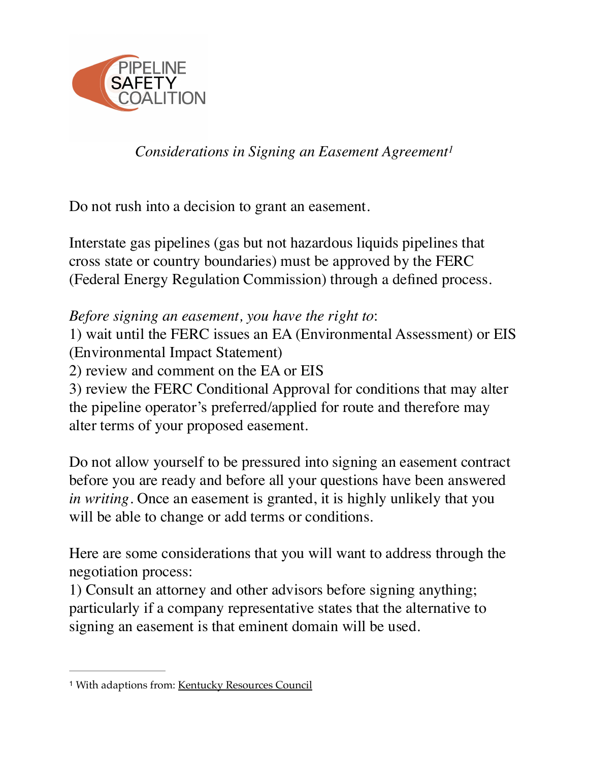PIPELINE SAFETY COALITION

*Considerations in Signing an Easement Agreement*[1]

Do not rush into a decision to grant an easement.

Interstate gas pipelines (gas but not hazardous liquids pipelines that cross state or country boundaries) must be approved by the FERC (Federal Energy Regulation Commission) through a defined process.

*Before signing an easement, you have the right to*:
1) wait until the FERC issues an EA (Environmental Assessment) or EIS (Environmental Impact Statement)
2) review and comment on the EA or EIS
3) review the FERC Conditional Approval for conditions that may alter the pipeline operator's preferred/applied for route and therefore may alter terms of your proposed easement.

Do not allow yourself to be pressured into signing an easement contract before you are ready and before all your questions have been answered *in writing*. Once an easement is granted, it is highly unlikely that you will be able to change or add terms or conditions.

Here are some considerations that you will want to address through the negotiation process:
1) Consult an attorney and other advisors before signing anything; particularly if a company representative states that the alternative to signing an easement is that eminent domain will be used.

---

[1] With adaptions from: Kentucky Resources Council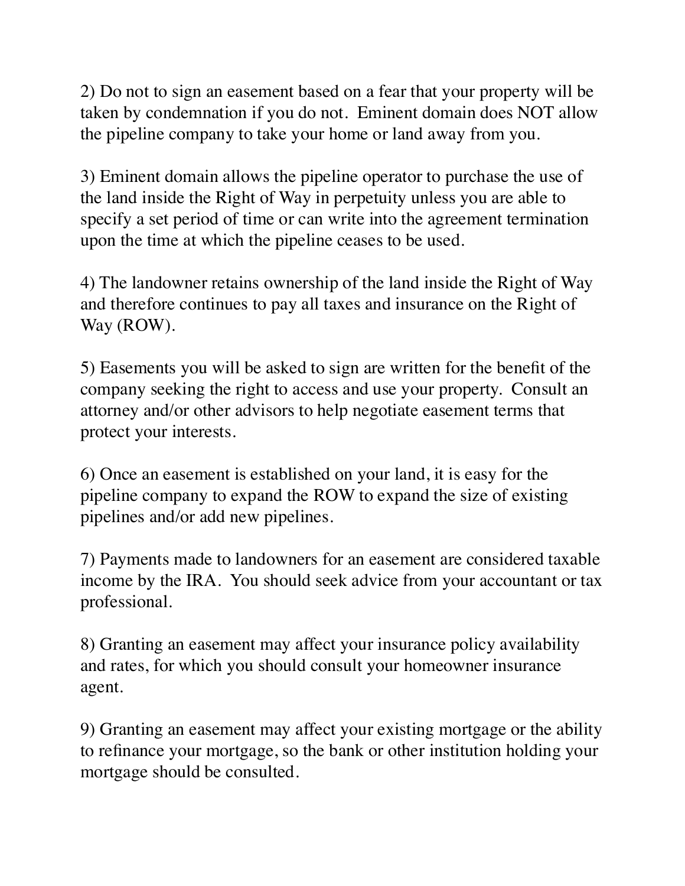2) Do not to sign an easement based on a fear that your property will be taken by condemnation if you do not. Eminent domain does NOT allow the pipeline company to take your home or land away from you.

3) Eminent domain allows the pipeline operator to purchase the use of the land inside the Right of Way in perpetuity unless you are able to specify a set period of time or can write into the agreement termination upon the time at which the pipeline ceases to be used.

4) The landowner retains ownership of the land inside the Right of Way and therefore continues to pay all taxes and insurance on the Right of Way (ROW).

5) Easements you will be asked to sign are written for the benefit of the company seeking the right to access and use your property. Consult an attorney and/or other advisors to help negotiate easement terms that protect your interests.

6) Once an easement is established on your land, it is easy for the pipeline company to expand the ROW to expand the size of existing pipelines and/or add new pipelines.

7) Payments made to landowners for an easement are considered taxable income by the IRA. You should seek advice from your accountant or tax professional.

8) Granting an easement may affect your insurance policy availability and rates, for which you should consult your homeowner insurance agent.

9) Granting an easement may affect your existing mortgage or the ability to refinance your mortgage, so the bank or other institution holding your mortgage should be consulted.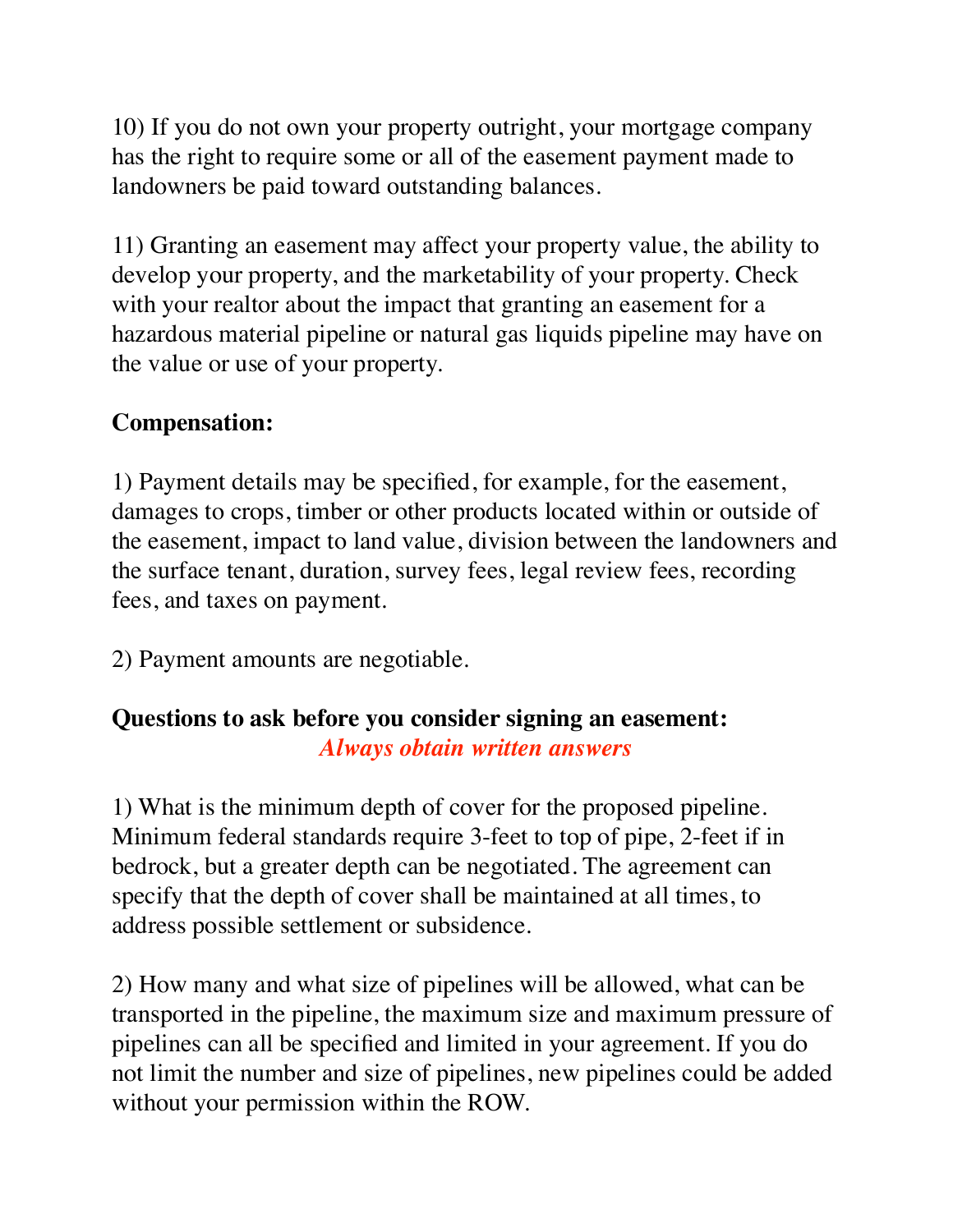10) If you do not own your property outright, your mortgage company has the right to require some or all of the easement payment made to landowners be paid toward outstanding balances.

11) Granting an easement may affect your property value, the ability to develop your property, and the marketability of your property. Check with your realtor about the impact that granting an easement for a hazardous material pipeline or natural gas liquids pipeline may have on the value or use of your property.

**Compensation:**

1) Payment details may be specified, for example, for the easement, damages to crops, timber or other products located within or outside of the easement, impact to land value, division between the landowners and the surface tenant, duration, survey fees, legal review fees, recording fees, and taxes on payment.

2) Payment amounts are negotiable.

**Questions to ask before you consider signing an easement:**

***Always obtain written answers***

1) What is the minimum depth of cover for the proposed pipeline. Minimum federal standards require 3-feet to top of pipe, 2-feet if in bedrock, but a greater depth can be negotiated. The agreement can specify that the depth of cover shall be maintained at all times, to address possible settlement or subsidence.

2) How many and what size of pipelines will be allowed, what can be transported in the pipeline, the maximum size and maximum pressure of pipelines can all be specified and limited in your agreement. If you do not limit the number and size of pipelines, new pipelines could be added without your permission within the ROW.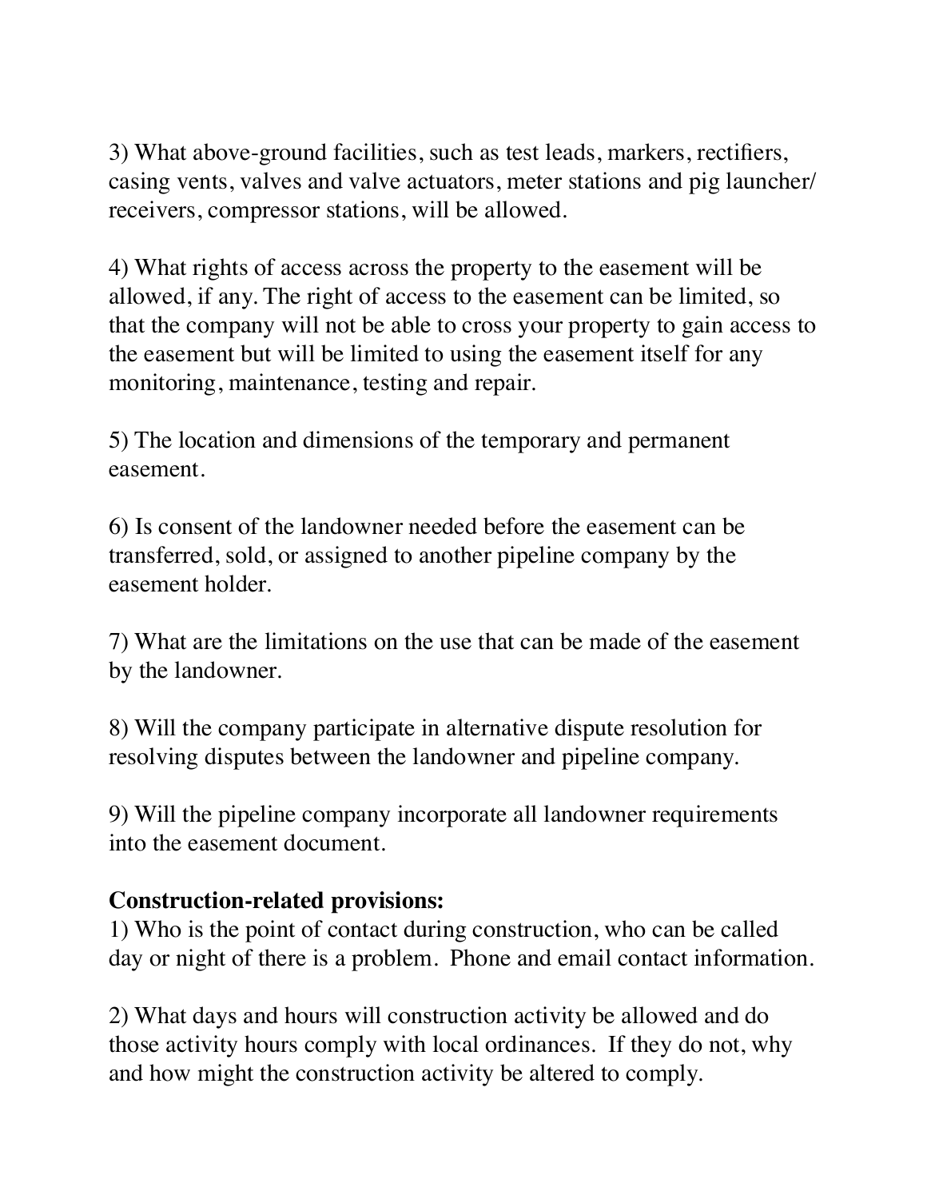3) What above-ground facilities, such as test leads, markers, rectifiers, casing vents, valves and valve actuators, meter stations and pig launcher/ receivers, compressor stations, will be allowed.

4) What rights of access across the property to the easement will be allowed, if any. The right of access to the easement can be limited, so that the company will not be able to cross your property to gain access to the easement but will be limited to using the easement itself for any monitoring, maintenance, testing and repair.

5) The location and dimensions of the temporary and permanent easement.

6) Is consent of the landowner needed before the easement can be transferred, sold, or assigned to another pipeline company by the easement holder.

7) What are the limitations on the use that can be made of the easement by the landowner.

8) Will the company participate in alternative dispute resolution for resolving disputes between the landowner and pipeline company.

9) Will the pipeline company incorporate all landowner requirements into the easement document.

**Construction-related provisions:**

1) Who is the point of contact during construction, who can be called day or night of there is a problem. Phone and email contact information.

2) What days and hours will construction activity be allowed and do those activity hours comply with local ordinances. If they do not, why and how might the construction activity be altered to comply.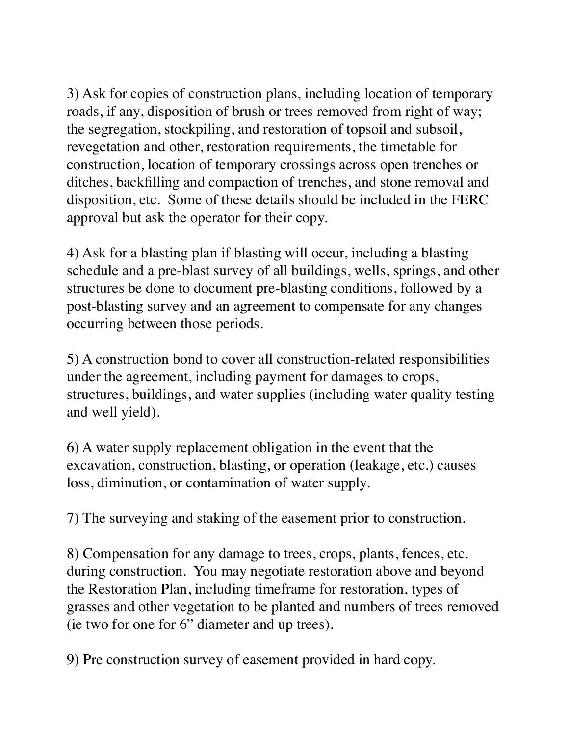3) Ask for copies of construction plans, including location of temporary roads, if any, disposition of brush or trees removed from right of way; the segregation, stockpiling, and restoration of topsoil and subsoil, revegetation and other, restoration requirements, the timetable for construction, location of temporary crossings across open trenches or ditches, backfilling and compaction of trenches, and stone removal and disposition, etc. Some of these details should be included in the FERC approval but ask the operator for their copy.

4) Ask for a blasting plan if blasting will occur, including a blasting schedule and a pre-blast survey of all buildings, wells, springs, and other structures be done to document pre-blasting conditions, followed by a post-blasting survey and an agreement to compensate for any changes occurring between those periods.

5) A construction bond to cover all construction-related responsibilities under the agreement, including payment for damages to crops, structures, buildings, and water supplies (including water quality testing and well yield).

6) A water supply replacement obligation in the event that the excavation, construction, blasting, or operation (leakage, etc.) causes loss, diminution, or contamination of water supply.

7) The surveying and staking of the easement prior to construction.

8) Compensation for any damage to trees, crops, plants, fences, etc. during construction. You may negotiate restoration above and beyond the Restoration Plan, including timeframe for restoration, types of grasses and other vegetation to be planted and numbers of trees removed (ie two for one for 6" diameter and up trees).

9) Pre construction survey of easement provided in hard copy.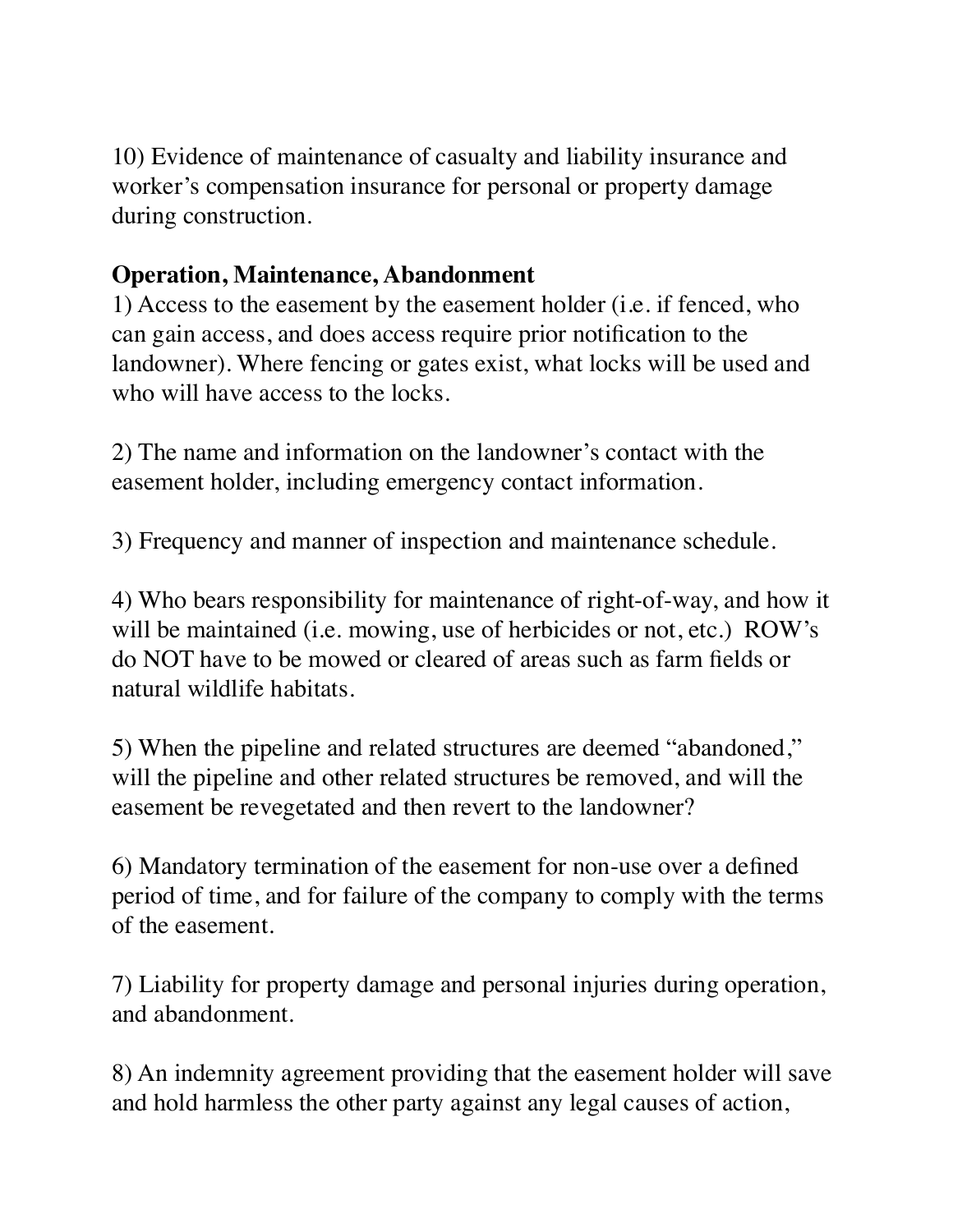10) Evidence of maintenance of casualty and liability insurance and worker's compensation insurance for personal or property damage during construction.

**Operation, Maintenance, Abandonment**

1) Access to the easement by the easement holder (i.e. if fenced, who can gain access, and does access require prior notification to the landowner). Where fencing or gates exist, what locks will be used and who will have access to the locks.

2) The name and information on the landowner's contact with the easement holder, including emergency contact information.

3) Frequency and manner of inspection and maintenance schedule.

4) Who bears responsibility for maintenance of right-of-way, and how it will be maintained (i.e. mowing, use of herbicides or not, etc.) ROW's do NOT have to be mowed or cleared of areas such as farm fields or natural wildlife habitats.

5) When the pipeline and related structures are deemed "abandoned," will the pipeline and other related structures be removed, and will the easement be revegetated and then revert to the landowner?

6) Mandatory termination of the easement for non-use over a defined period of time, and for failure of the company to comply with the terms of the easement.

7) Liability for property damage and personal injuries during operation, and abandonment.

8) An indemnity agreement providing that the easement holder will save and hold harmless the other party against any legal causes of action,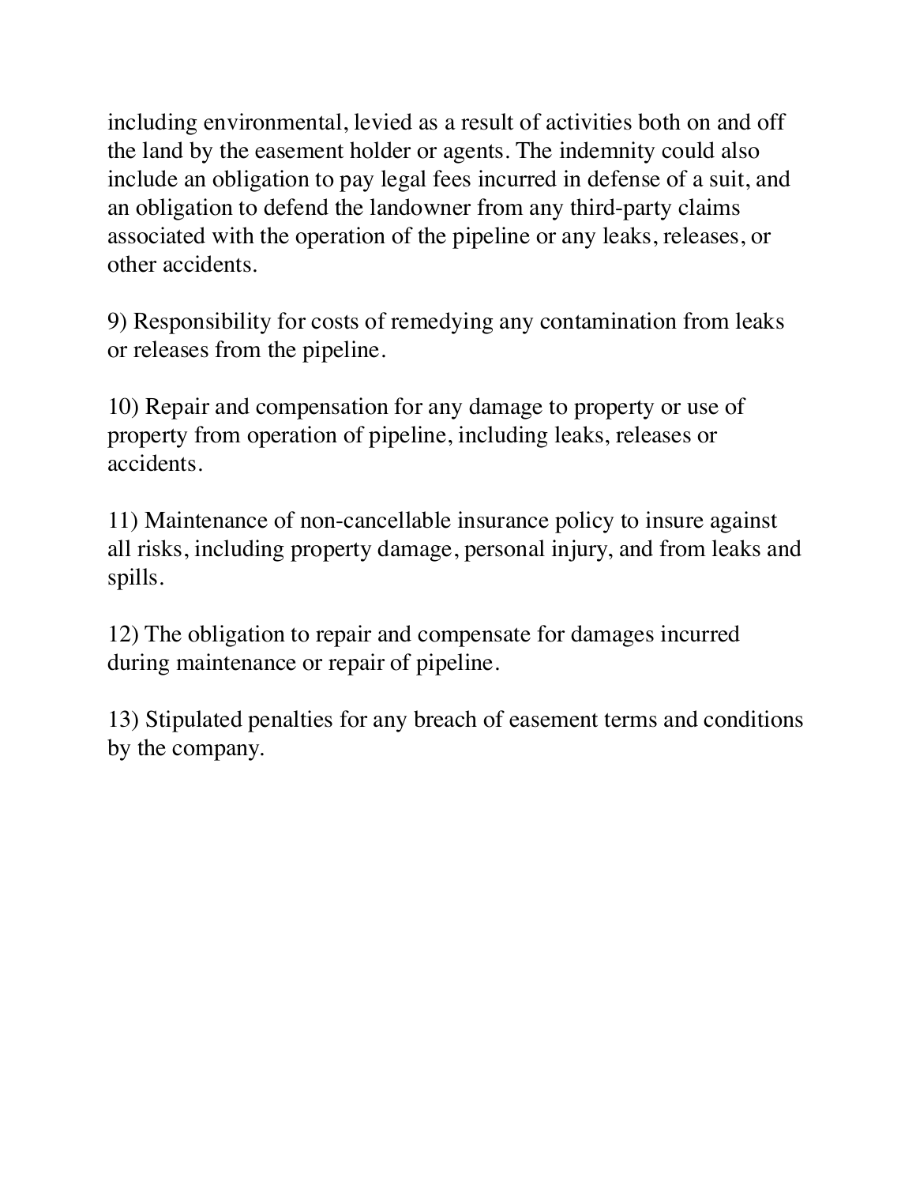including environmental, levied as a result of activities both on and off the land by the easement holder or agents. The indemnity could also include an obligation to pay legal fees incurred in defense of a suit, and an obligation to defend the landowner from any third-party claims associated with the operation of the pipeline or any leaks, releases, or other accidents.

9) Responsibility for costs of remedying any contamination from leaks or releases from the pipeline.

10) Repair and compensation for any damage to property or use of property from operation of pipeline, including leaks, releases or accidents.

11) Maintenance of non-cancellable insurance policy to insure against all risks, including property damage, personal injury, and from leaks and spills.

12) The obligation to repair and compensate for damages incurred during maintenance or repair of pipeline.

13) Stipulated penalties for any breach of easement terms and conditions by the company.